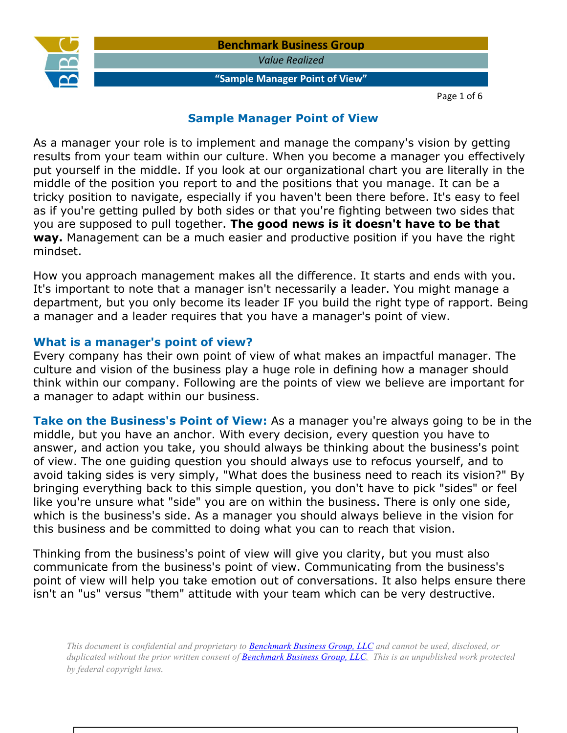# Sample Manager Point of View

As a manager your role is to implement and manage the company's vision by getting results from your team within our culture. When you become a manager you effectively put yourself in the middle. If you look at our organizational chart you are literally in the middle of the position you report to and the positions that you manage. It can be a tricky position to navigate, especially if you haven't been there before. It's easy to feel as if you're getting pulled by both sides or that you're fighting between two sides that you are supposed to pull together. **The good news is it doesn't have to be that way.** Management can be a much easier and productive position if you have the right mindset.

How you approach management makes all the difference. It starts and ends with you. It's important to note that a manager isn't necessarily a leader. You might manage a department, but you only become its leader IF you build the right type of rapport. Being a manager and a leader requires that you have a manager's point of view.

## What is a manager's point of view?

Every company has their own point of view of what makes an impactful manager. The culture and vision of the business play a huge role in defining how a manager should think within our company. Following are the points of view we believe are important for a manager to adapt within our business.

**Take on the Business's Point of View:** As a manager you're always going to be in the middle, but you have an anchor. With every decision, every question you have to answer, and action you take, you should always be thinking about the business's point of view. The one guiding question you should always use to refocus yourself, and to avoid taking sides is very simply, "What does the business need to reach its vision?" By bringing everything back to this simple question, you don't have to pick "sides" or feel like you're unsure what "side" you are on within the business. There is only one side, which is the business's side. As a manager you should always believe in the vision for this business and be committed to doing what you can to reach that vision.

Thinking from the business's point of view will give you clarity, but you must also communicate from the business's point of view. Communicating from the business's point of view will help you take emotion out of conversations. It also helps ensure there isn't an "us" versus "them" attitude with your team which can be very destructive.

*This document is confidential and proprietary to Benchmark Business Group, LLC and cannot be used, disclosed, or duplicated without the prior written consent of Benchmark Business Group, LLC. This is an unpublished work protected by federal copyright laws.*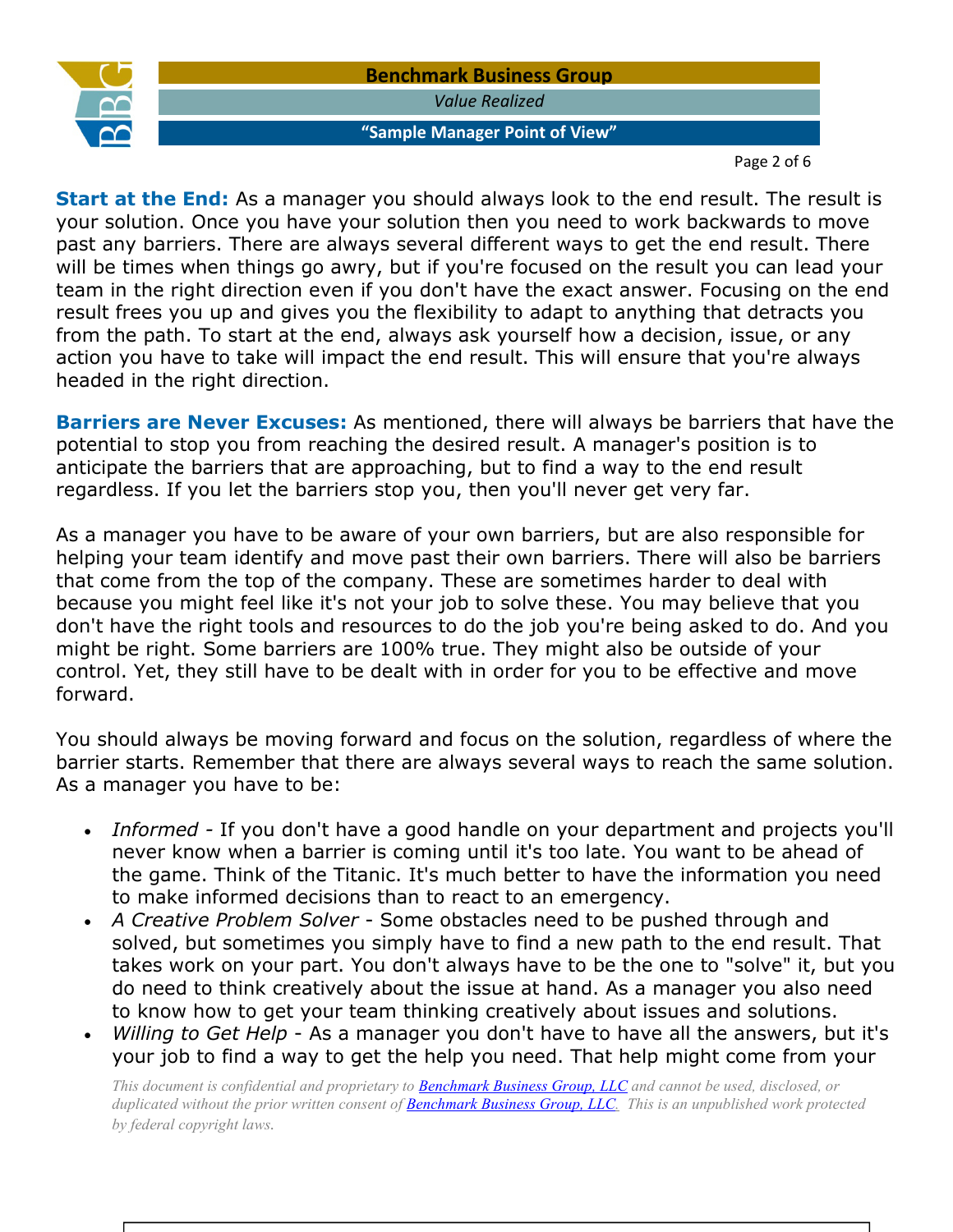**Start at the End:** As a manager you should always look to the end result. The result is your solution. Once you have your solution then you need to work backwards to move past any barriers. There are always several different ways to get the end result. There will be times when things go awry, but if you're focused on the result you can lead your team in the right direction even if you don't have the exact answer. Focusing on the end result frees you up and gives you the flexibility to adapt to anything that detracts you from the path. To start at the end, always ask yourself how a decision, issue, or any action you have to take will impact the end result. This will ensure that you're always headed in the right direction.

**Barriers are Never Excuses:** As mentioned, there will always be barriers that have the potential to stop you from reaching the desired result. A manager's position is to anticipate the barriers that are approaching, but to find a way to the end result regardless. If you let the barriers stop you, then you'll never get very far.

As a manager you have to be aware of your own barriers, but are also responsible for helping your team identify and move past their own barriers. There will also be barriers that come from the top of the company. These are sometimes harder to deal with because you might feel like it's not your job to solve these. You may believe that you don't have the right tools and resources to do the job you're being asked to do. And you might be right. Some barriers are 100% true. They might also be outside of your control. Yet, they still have to be dealt with in order for you to be effective and move forward.

You should always be moving forward and focus on the solution, regardless of where the barrier starts. Remember that there are always several ways to reach the same solution. As a manager you have to be:

- *Informed* - If you don't have a good handle on your department and projects you'll never know when a barrier is coming until it's too late. You want to be ahead of the game. Think of the Titanic. It's much better to have the information you need to make informed decisions than to react to an emergency.
- *A Creative Problem Solver* - Some obstacles need to be pushed through and solved, but sometimes you simply have to find a new path to the end result. That takes work on your part. You don't always have to be the one to "solve" it, but you do need to think creatively about the issue at hand. As a manager you also need to know how to get your team thinking creatively about issues and solutions.
- *Willing to Get Help* - As a manager you don't have to have all the answers, but it's your job to find a way to get the help you need. That help might come from your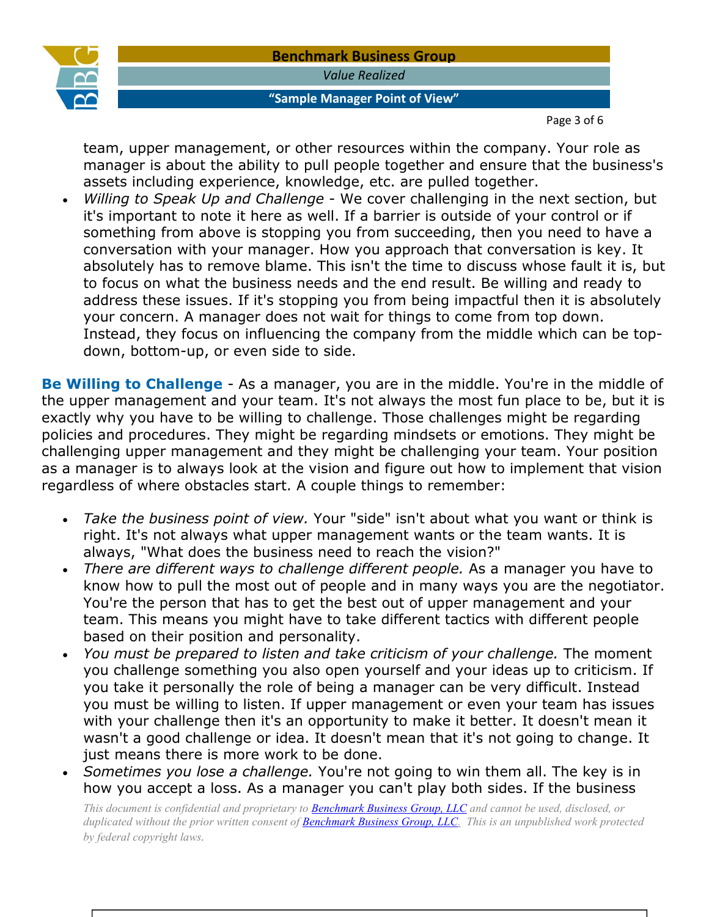team, upper management, or other resources within the company. Your role as manager is about the ability to pull people together and ensure that the business's assets including experience, knowledge, etc. are pulled together.

- *Willing to Speak Up and Challenge* - We cover challenging in the next section, but it's important to note it here as well. If a barrier is outside of your control or if something from above is stopping you from succeeding, then you need to have a conversation with your manager. How you approach that conversation is key. It absolutely has to remove blame. This isn't the time to discuss whose fault it is, but to focus on what the business needs and the end result. Be willing and ready to address these issues. If it's stopping you from being impactful then it is absolutely your concern. A manager does not wait for things to come from top down. Instead, they focus on influencing the company from the middle which can be top-down, bottom-up, or even side to side.

**Be Willing to Challenge** - As a manager, you are in the middle. You're in the middle of the upper management and your team. It's not always the most fun place to be, but it is exactly why you have to be willing to challenge. Those challenges might be regarding policies and procedures. They might be regarding mindsets or emotions. They might be challenging upper management and they might be challenging your team. Your position as a manager is to always look at the vision and figure out how to implement that vision regardless of where obstacles start. A couple things to remember:

- *Take the business point of view.* Your "side" isn't about what you want or think is right. It's not always what upper management wants or the team wants. It is always, "What does the business need to reach the vision?"
- *There are different ways to challenge different people.* As a manager you have to know how to pull the most out of people and in many ways you are the negotiator. You're the person that has to get the best out of upper management and your team. This means you might have to take different tactics with different people based on their position and personality.
- *You must be prepared to listen and take criticism of your challenge.* The moment you challenge something you also open yourself and your ideas up to criticism. If you take it personally the role of being a manager can be very difficult. Instead you must be willing to listen. If upper management or even your team has issues with your challenge then it's an opportunity to make it better. It doesn't mean it wasn't a good challenge or idea. It doesn't mean that it's not going to change. It just means there is more work to be done.
- *Sometimes you lose a challenge.* You're not going to win them all. The key is in how you accept a loss. As a manager you can't play both sides. If the business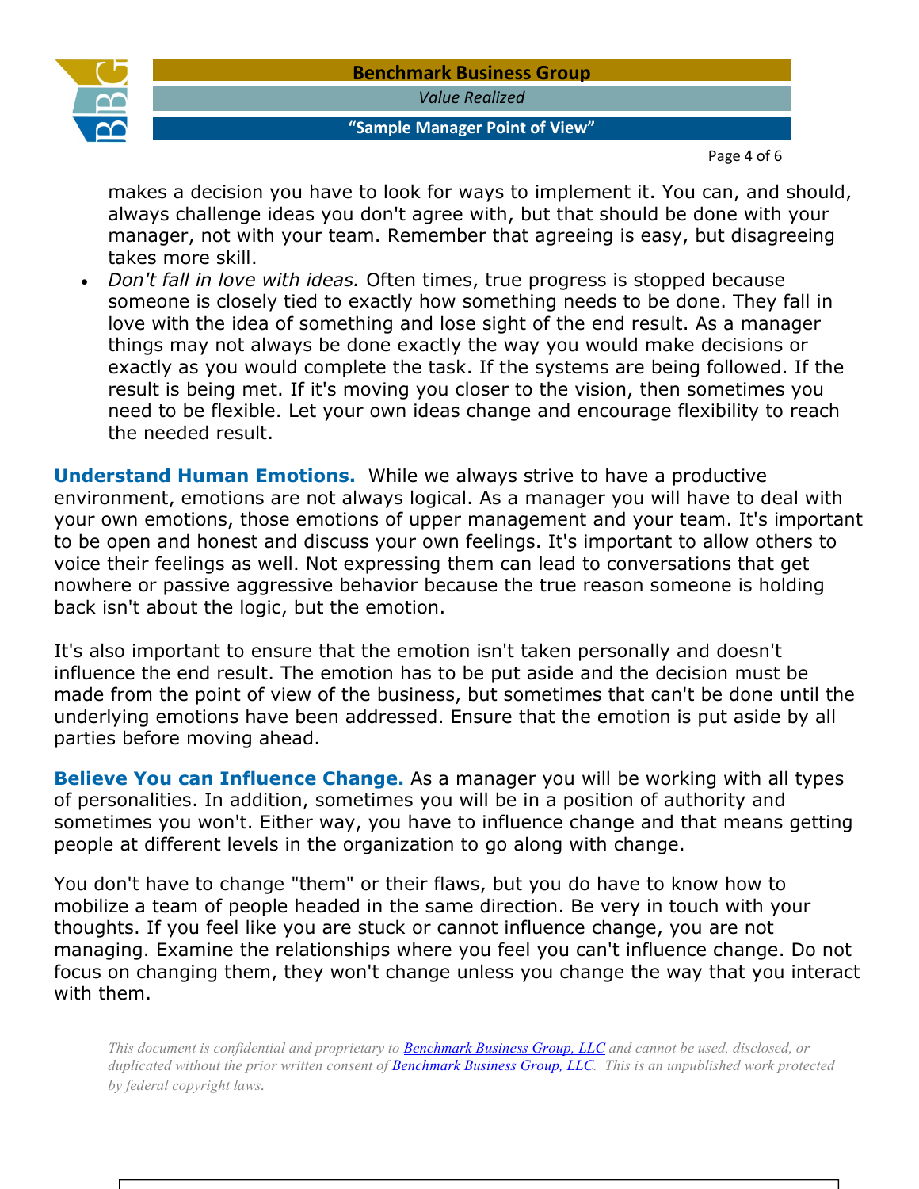makes a decision you have to look for ways to implement it. You can, and should, always challenge ideas you don't agree with, but that should be done with your manager, not with your team. Remember that agreeing is easy, but disagreeing takes more skill.

- *Don't fall in love with ideas.* Often times, true progress is stopped because someone is closely tied to exactly how something needs to be done. They fall in love with the idea of something and lose sight of the end result. As a manager things may not always be done exactly the way you would make decisions or exactly as you would complete the task. If the systems are being followed. If the result is being met. If it's moving you closer to the vision, then sometimes you need to be flexible. Let your own ideas change and encourage flexibility to reach the needed result.

**Understand Human Emotions.** While we always strive to have a productive environment, emotions are not always logical. As a manager you will have to deal with your own emotions, those emotions of upper management and your team. It's important to be open and honest and discuss your own feelings. It's important to allow others to voice their feelings as well. Not expressing them can lead to conversations that get nowhere or passive aggressive behavior because the true reason someone is holding back isn't about the logic, but the emotion.

It's also important to ensure that the emotion isn't taken personally and doesn't influence the end result. The emotion has to be put aside and the decision must be made from the point of view of the business, but sometimes that can't be done until the underlying emotions have been addressed. Ensure that the emotion is put aside by all parties before moving ahead.

**Believe You can Influence Change.** As a manager you will be working with all types of personalities. In addition, sometimes you will be in a position of authority and sometimes you won't. Either way, you have to influence change and that means getting people at different levels in the organization to go along with change.

You don't have to change "them" or their flaws, but you do have to know how to mobilize a team of people headed in the same direction. Be very in touch with your thoughts. If you feel like you are stuck or cannot influence change, you are not managing. Examine the relationships where you feel you can't influence change. Do not focus on changing them, they won't change unless you change the way that you interact with them.

*This document is confidential and proprietary to Benchmark Business Group, LLC and cannot be used, disclosed, or duplicated without the prior written consent of Benchmark Business Group, LLC. This is an unpublished work protected by federal copyright laws.*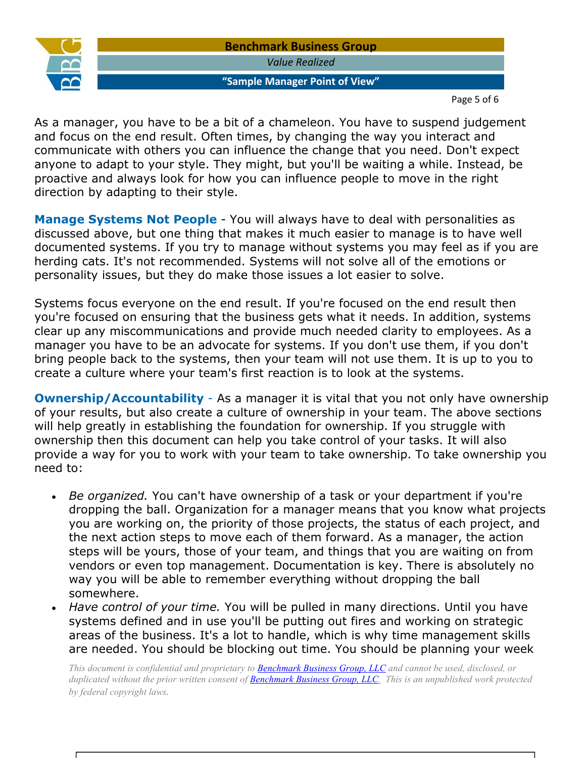As a manager, you have to be a bit of a chameleon. You have to suspend judgement and focus on the end result. Often times, by changing the way you interact and communicate with others you can influence the change that you need. Don't expect anyone to adapt to your style. They might, but you'll be waiting a while. Instead, be proactive and always look for how you can influence people to move in the right direction by adapting to their style.

**Manage Systems Not People** - You will always have to deal with personalities as discussed above, but one thing that makes it much easier to manage is to have well documented systems. If you try to manage without systems you may feel as if you are herding cats. It's not recommended. Systems will not solve all of the emotions or personality issues, but they do make those issues a lot easier to solve.

Systems focus everyone on the end result. If you're focused on the end result then you're focused on ensuring that the business gets what it needs. In addition, systems clear up any miscommunications and provide much needed clarity to employees. As a manager you have to be an advocate for systems. If you don't use them, if you don't bring people back to the systems, then your team will not use them. It is up to you to create a culture where your team's first reaction is to look at the systems.

**Ownership/Accountability** - As a manager it is vital that you not only have ownership of your results, but also create a culture of ownership in your team. The above sections will help greatly in establishing the foundation for ownership. If you struggle with ownership then this document can help you take control of your tasks. It will also provide a way for you to work with your team to take ownership. To take ownership you need to:

- *Be organized.* You can't have ownership of a task or your department if you're dropping the ball. Organization for a manager means that you know what projects you are working on, the priority of those projects, the status of each project, and the next action steps to move each of them forward. As a manager, the action steps will be yours, those of your team, and things that you are waiting on from vendors or even top management. Documentation is key. There is absolutely no way you will be able to remember everything without dropping the ball somewhere.
- *Have control of your time.* You will be pulled in many directions. Until you have systems defined and in use you'll be putting out fires and working on strategic areas of the business. It's a lot to handle, which is why time management skills are needed. You should be blocking out time. You should be planning your week

*This document is confidential and proprietary to Benchmark Business Group, LLC and cannot be used, disclosed, or duplicated without the prior written consent of Benchmark Business Group, LLC. This is an unpublished work protected by federal copyright laws.*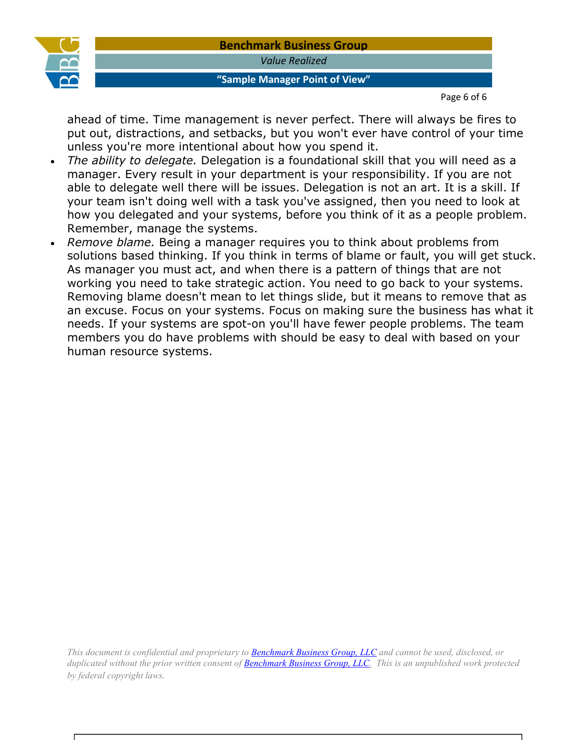ahead of time. Time management is never perfect. There will always be fires to put out, distractions, and setbacks, but you won't ever have control of your time unless you're more intentional about how you spend it.

- *The ability to delegate.* Delegation is a foundational skill that you will need as a manager. Every result in your department is your responsibility. If you are not able to delegate well there will be issues. Delegation is not an art. It is a skill. If your team isn't doing well with a task you've assigned, then you need to look at how you delegated and your systems, before you think of it as a people problem. Remember, manage the systems.
- *Remove blame.* Being a manager requires you to think about problems from solutions based thinking. If you think in terms of blame or fault, you will get stuck. As manager you must act, and when there is a pattern of things that are not working you need to take strategic action. You need to go back to your systems. Removing blame doesn't mean to let things slide, but it means to remove that as an excuse. Focus on your systems. Focus on making sure the business has what it needs. If your systems are spot-on you'll have fewer people problems. The team members you do have problems with should be easy to deal with based on your human resource systems.